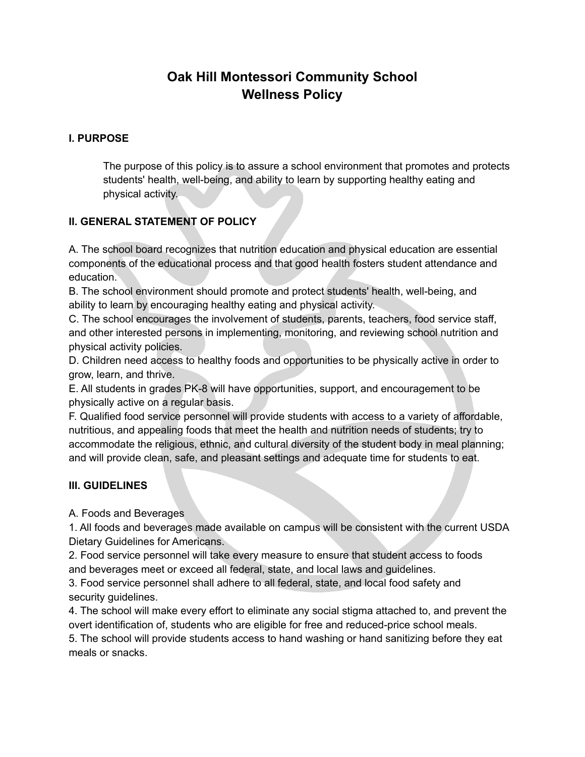# Oak Hill Montessori Community School
# Wellness Policy

## I. PURPOSE

The purpose of this policy is to assure a school environment that promotes and protects students' health, well-being, and ability to learn by supporting healthy eating and physical activity.

## II. GENERAL STATEMENT OF POLICY

A. The school board recognizes that nutrition education and physical education are essential components of the educational process and that good health fosters student attendance and education.
B. The school environment should promote and protect students' health, well-being, and ability to learn by encouraging healthy eating and physical activity.
C. The school encourages the involvement of students, parents, teachers, food service staff, and other interested persons in implementing, monitoring, and reviewing school nutrition and physical activity policies.
D. Children need access to healthy foods and opportunities to be physically active in order to grow, learn, and thrive.
E. All students in grades PK-8 will have opportunities, support, and encouragement to be physically active on a regular basis.
F. Qualified food service personnel will provide students with access to a variety of affordable, nutritious, and appealing foods that meet the health and nutrition needs of students; try to accommodate the religious, ethnic, and cultural diversity of the student body in meal planning; and will provide clean, safe, and pleasant settings and adequate time for students to eat.

## III. GUIDELINES

A. Foods and Beverages
1. All foods and beverages made available on campus will be consistent with the current USDA Dietary Guidelines for Americans.
2. Food service personnel will take every measure to ensure that student access to foods and beverages meet or exceed all federal, state, and local laws and guidelines.
3. Food service personnel shall adhere to all federal, state, and local food safety and security guidelines.
4. The school will make every effort to eliminate any social stigma attached to, and prevent the overt identification of, students who are eligible for free and reduced-price school meals.
5. The school will provide students access to hand washing or hand sanitizing before they eat meals or snacks.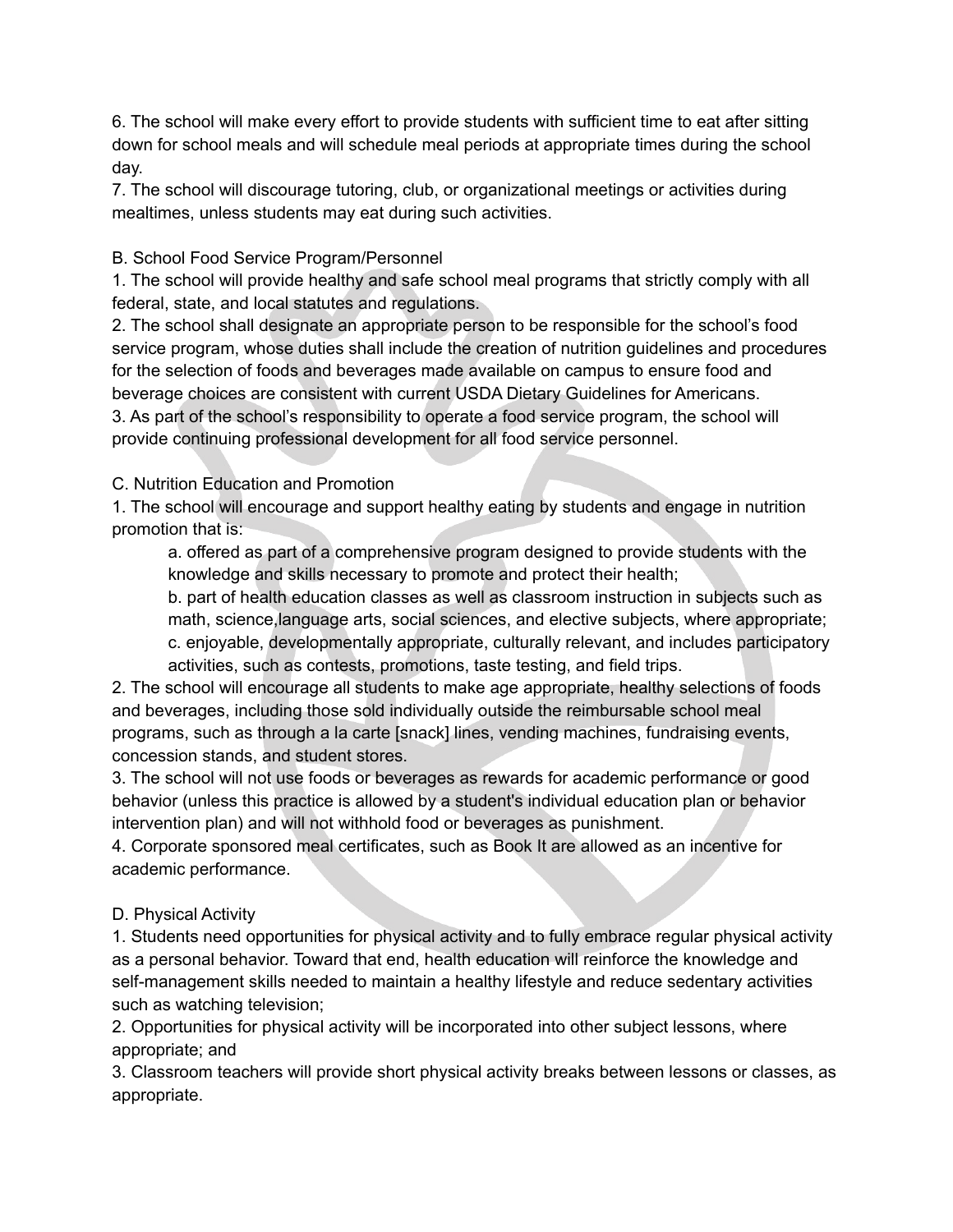6. The school will make every effort to provide students with sufficient time to eat after sitting down for school meals and will schedule meal periods at appropriate times during the school day.
7. The school will discourage tutoring, club, or organizational meetings or activities during mealtimes, unless students may eat during such activities.

B. School Food Service Program/Personnel
1. The school will provide healthy and safe school meal programs that strictly comply with all federal, state, and local statutes and regulations.
2. The school shall designate an appropriate person to be responsible for the school's food service program, whose duties shall include the creation of nutrition guidelines and procedures for the selection of foods and beverages made available on campus to ensure food and beverage choices are consistent with current USDA Dietary Guidelines for Americans.
3. As part of the school's responsibility to operate a food service program, the school will provide continuing professional development for all food service personnel.

C. Nutrition Education and Promotion
1. The school will encourage and support healthy eating by students and engage in nutrition promotion that is:
   a. offered as part of a comprehensive program designed to provide students with the knowledge and skills necessary to promote and protect their health;
   b. part of health education classes as well as classroom instruction in subjects such as math, science,language arts, social sciences, and elective subjects, where appropriate;
   c. enjoyable, developmentally appropriate, culturally relevant, and includes participatory activities, such as contests, promotions, taste testing, and field trips.
2. The school will encourage all students to make age appropriate, healthy selections of foods and beverages, including those sold individually outside the reimbursable school meal programs, such as through a la carte [snack] lines, vending machines, fundraising events, concession stands, and student stores.
3. The school will not use foods or beverages as rewards for academic performance or good behavior (unless this practice is allowed by a student's individual education plan or behavior intervention plan) and will not withhold food or beverages as punishment.
4. Corporate sponsored meal certificates, such as Book It are allowed as an incentive for academic performance.

D. Physical Activity
1. Students need opportunities for physical activity and to fully embrace regular physical activity as a personal behavior. Toward that end, health education will reinforce the knowledge and self-management skills needed to maintain a healthy lifestyle and reduce sedentary activities such as watching television;
2. Opportunities for physical activity will be incorporated into other subject lessons, where appropriate; and
3. Classroom teachers will provide short physical activity breaks between lessons or classes, as appropriate.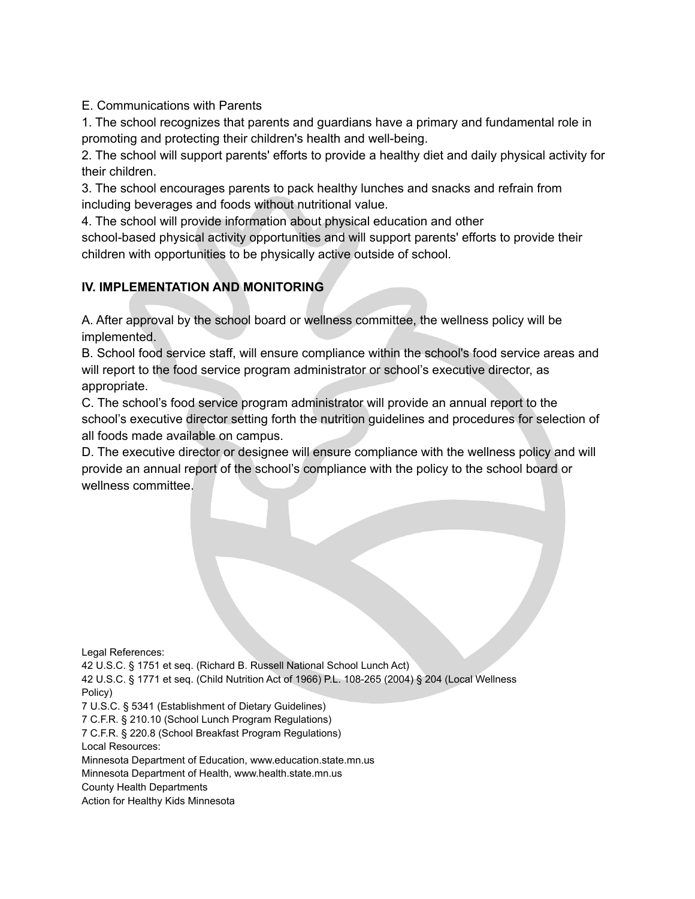E. Communications with Parents

1. The school recognizes that parents and guardians have a primary and fundamental role in promoting and protecting their children's health and well-being.
2. The school will support parents' efforts to provide a healthy diet and daily physical activity for their children.
3. The school encourages parents to pack healthy lunches and snacks and refrain from including beverages and foods without nutritional value.
4. The school will provide information about physical education and other school-based physical activity opportunities and will support parents' efforts to provide their children with opportunities to be physically active outside of school.

## IV. IMPLEMENTATION AND MONITORING

A. After approval by the school board or wellness committee, the wellness policy will be implemented.

B. School food service staff, will ensure compliance within the school's food service areas and will report to the food service program administrator or school's executive director, as appropriate.

C. The school's food service program administrator will provide an annual report to the school's executive director setting forth the nutrition guidelines and procedures for selection of all foods made available on campus.

D. The executive director or designee will ensure compliance with the wellness policy and will provide an annual report of the school's compliance with the policy to the school board or wellness committee.

Legal References:
42 U.S.C. § 1751 et seq. (Richard B. Russell National School Lunch Act)
42 U.S.C. § 1771 et seq. (Child Nutrition Act of 1966) P.L. 108-265 (2004) § 204 (Local Wellness Policy)
7 U.S.C. § 5341 (Establishment of Dietary Guidelines)
7 C.F.R. § 210.10 (School Lunch Program Regulations)
7 C.F.R. § 220.8 (School Breakfast Program Regulations)
Local Resources:
Minnesota Department of Education, www.education.state.mn.us
Minnesota Department of Health, www.health.state.mn.us
County Health Departments
Action for Healthy Kids Minnesota